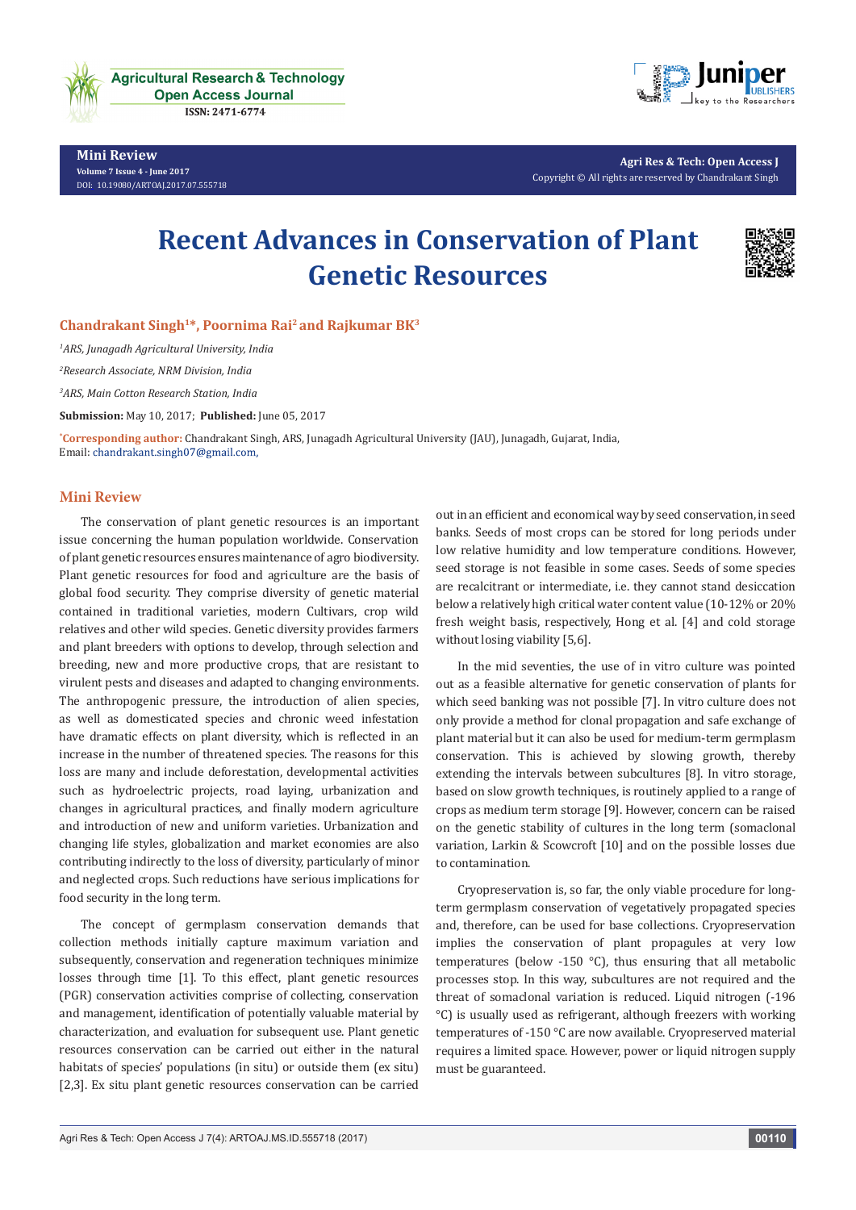# Recent Advances in Conservation of Plant Genetic Resources

**Chandrakant Singh[1]*, Poornima Rai[2] and Rajkumar BK[3]**

*[1]ARS, Junagadh Agricultural University, India*

*[2]Research Associate, NRM Division, India*

*[3]ARS, Main Cotton Research Station, India*

**Submission:** May 10, 2017; **Published:** June 05, 2017

***Corresponding author:** Chandrakant Singh, ARS, Junagadh Agricultural University (JAU), Junagadh, Gujarat, India, Email: chandrakant.singh07@gmail.com,

## Mini Review

The conservation of plant genetic resources is an important issue concerning the human population worldwide. Conservation of plant genetic resources ensures maintenance of agro biodiversity. Plant genetic resources for food and agriculture are the basis of global food security. They comprise diversity of genetic material contained in traditional varieties, modern Cultivars, crop wild relatives and other wild species. Genetic diversity provides farmers and plant breeders with options to develop, through selection and breeding, new and more productive crops, that are resistant to virulent pests and diseases and adapted to changing environments. The anthropogenic pressure, the introduction of alien species, as well as domesticated species and chronic weed infestation have dramatic effects on plant diversity, which is reflected in an increase in the number of threatened species. The reasons for this loss are many and include deforestation, developmental activities such as hydroelectric projects, road laying, urbanization and changes in agricultural practices, and finally modern agriculture and introduction of new and uniform varieties. Urbanization and changing life styles, globalization and market economies are also contributing indirectly to the loss of diversity, particularly of minor and neglected crops. Such reductions have serious implications for food security in the long term.

The concept of germplasm conservation demands that collection methods initially capture maximum variation and subsequently, conservation and regeneration techniques minimize losses through time [1]. To this effect, plant genetic resources (PGR) conservation activities comprise of collecting, conservation and management, identification of potentially valuable material by characterization, and evaluation for subsequent use. Plant genetic resources conservation can be carried out either in the natural habitats of species' populations (in situ) or outside them (ex situ) [2,3]. Ex situ plant genetic resources conservation can be carried out in an efficient and economical way by seed conservation, in seed banks. Seeds of most crops can be stored for long periods under low relative humidity and low temperature conditions. However, seed storage is not feasible in some cases. Seeds of some species are recalcitrant or intermediate, i.e. they cannot stand desiccation below a relatively high critical water content value (10-12% or 20% fresh weight basis, respectively, Hong et al. [4] and cold storage without losing viability [5,6].

In the mid seventies, the use of in vitro culture was pointed out as a feasible alternative for genetic conservation of plants for which seed banking was not possible [7]. In vitro culture does not only provide a method for clonal propagation and safe exchange of plant material but it can also be used for medium-term germplasm conservation. This is achieved by slowing growth, thereby extending the intervals between subcultures [8]. In vitro storage, based on slow growth techniques, is routinely applied to a range of crops as medium term storage [9]. However, concern can be raised on the genetic stability of cultures in the long term (somaclonal variation, Larkin & Scowcroft [10] and on the possible losses due to contamination.

Cryopreservation is, so far, the only viable procedure for long-term germplasm conservation of vegetatively propagated species and, therefore, can be used for base collections. Cryopreservation implies the conservation of plant propagules at very low temperatures (below -150 °C), thus ensuring that all metabolic processes stop. In this way, subcultures are not required and the threat of somaclonal variation is reduced. Liquid nitrogen (-196 °C) is usually used as refrigerant, although freezers with working temperatures of -150 °C are now available. Cryopreserved material requires a limited space. However, power or liquid nitrogen supply must be guaranteed.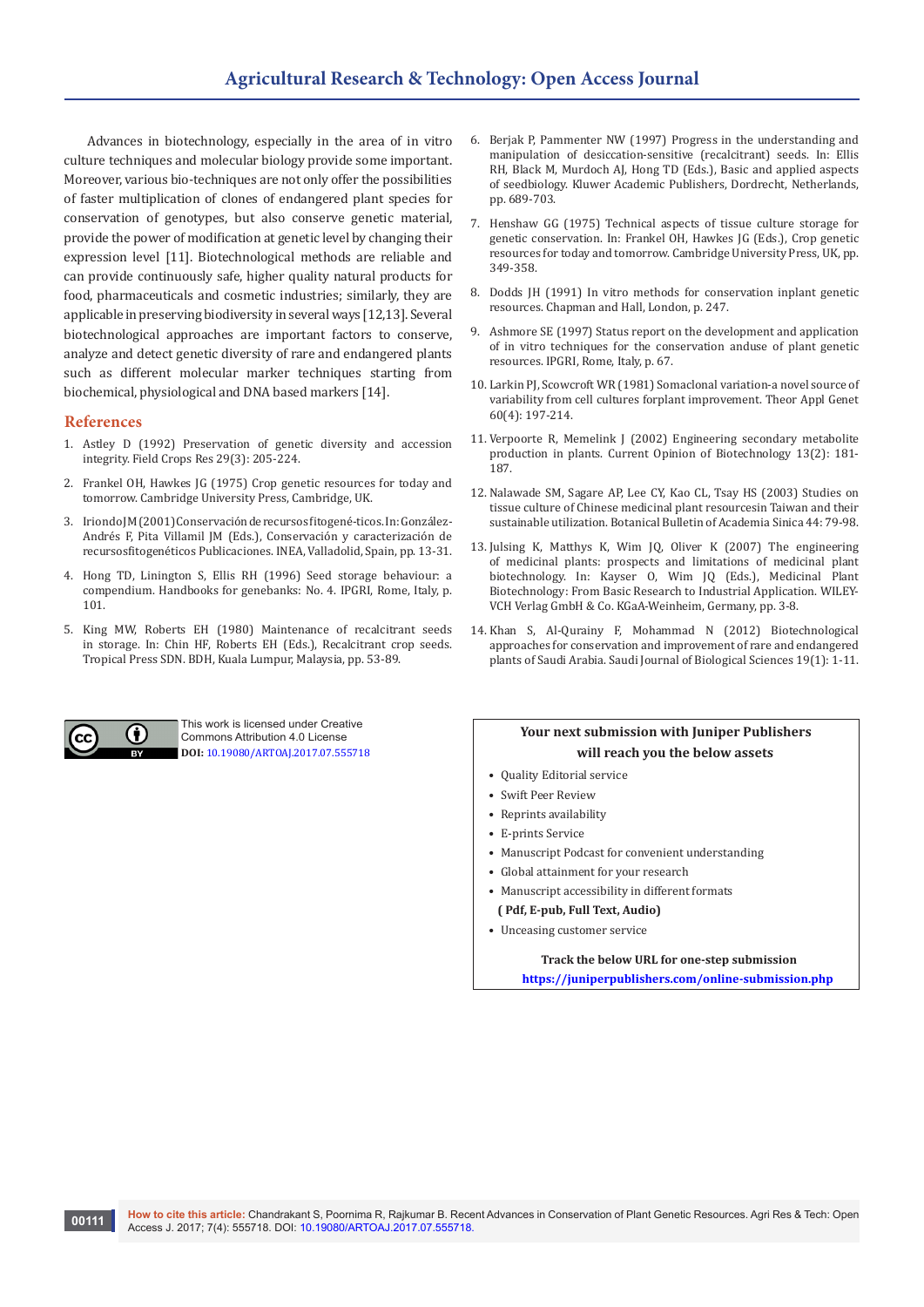Advances in biotechnology, especially in the area of in vitro culture techniques and molecular biology provide some important. Moreover, various bio-techniques are not only offer the possibilities of faster multiplication of clones of endangered plant species for conservation of genotypes, but also conserve genetic material, provide the power of modification at genetic level by changing their expression level [11]. Biotechnological methods are reliable and can provide continuously safe, higher quality natural products for food, pharmaceuticals and cosmetic industries; similarly, they are applicable in preserving biodiversity in several ways [12,13]. Several biotechnological approaches are important factors to conserve, analyze and detect genetic diversity of rare and endangered plants such as different molecular marker techniques starting from biochemical, physiological and DNA based markers [14].

## References

1. Astley D (1992) Preservation of genetic diversity and accession integrity. Field Crops Res 29(3): 205-224.
2. Frankel OH, Hawkes JG (1975) Crop genetic resources for today and tomorrow. Cambridge University Press, Cambridge, UK.
3. IriondoJM (2001)Conservación de recursosfitogené-ticos. In: González-Andrés F, Pita Villamil JM (Eds.), Conservación y caracterización de recursosfitogenéticos Publicaciones. INEA, Valladolid, Spain, pp. 13-31.
4. Hong TD, Linington S, Ellis RH (1996) Seed storage behaviour: a compendium. Handbooks for genebanks: No. 4. IPGRI, Rome, Italy, p. 101.
5. King MW, Roberts EH (1980) Maintenance of recalcitrant seeds in storage. In: Chin HF, Roberts EH (Eds.), Recalcitrant crop seeds. Tropical Press SDN. BDH, Kuala Lumpur, Malaysia, pp. 53-89.
6. Berjak P, Pammenter NW (1997) Progress in the understanding and manipulation of desiccation-sensitive (recalcitrant) seeds. In: Ellis RH, Black M, Murdoch AJ, Hong TD (Eds.), Basic and applied aspects of seedbiology. Kluwer Academic Publishers, Dordrecht, Netherlands, pp. 689-703.
7. Henshaw GG (1975) Technical aspects of tissue culture storage for genetic conservation. In: Frankel OH, Hawkes JG (Eds.), Crop genetic resources for today and tomorrow. Cambridge University Press, UK, pp. 349-358.
8. Dodds JH (1991) In vitro methods for conservation inplant genetic resources. Chapman and Hall, London, p. 247.
9. Ashmore SE (1997) Status report on the development and application of in vitro techniques for the conservation anduse of plant genetic resources. IPGRI, Rome, Italy, p. 67.
10. Larkin PJ, Scowcroft WR (1981) Somaclonal variation-a novel source of variability from cell cultures forplant improvement. Theor Appl Genet 60(4): 197-214.
11. Verpoorte R, Memelink J (2002) Engineering secondary metabolite production in plants. Current Opinion of Biotechnology 13(2): 181-187.
12. Nalawade SM, Sagare AP, Lee CY, Kao CL, Tsay HS (2003) Studies on tissue culture of Chinese medicinal plant resourcesin Taiwan and their sustainable utilization. Botanical Bulletin of Academia Sinica 44: 79-98.
13. Julsing K, Matthys K, Wim JQ, Oliver K (2007) The engineering of medicinal plants: prospects and limitations of medicinal plant biotechnology. In: Kayser O, Wim JQ (Eds.), Medicinal Plant Biotechnology: From Basic Research to Industrial Application. WILEY-VCH Verlag GmbH & Co. KGaA-Weinheim, Germany, pp. 3-8.
14. Khan S, Al-Qurainy F, Mohammad N (2012) Biotechnological approaches for conservation and improvement of rare and endangered plants of Saudi Arabia. Saudi Journal of Biological Sciences 19(1): 1-11.

This work is licensed under Creative Commons Attribution 4.0 License
**DOI:** 10.19080/ARTOAJ.2017.07.555718

**Your next submission with Juniper Publishers will reach you the below assets**

- Quality Editorial service
- Swift Peer Review
- Reprints availability
- E-prints Service
- Manuscript Podcast for convenient understanding
- Global attainment for your research
- Manuscript accessibility in different formats
  **( Pdf, E-pub, Full Text, Audio)**
- Unceasing customer service

**Track the below URL for one-step submission**
**https://juniperpublishers.com/online-submission.php**

**How to cite this article:** Chandrakant S, Poornima R, Rajkumar B. Recent Advances in Conservation of Plant Genetic Resources. Agri Res & Tech: Open Access J. 2017; 7(4): 555718. DOI: 10.19080/ARTOAJ.2017.07.555718.